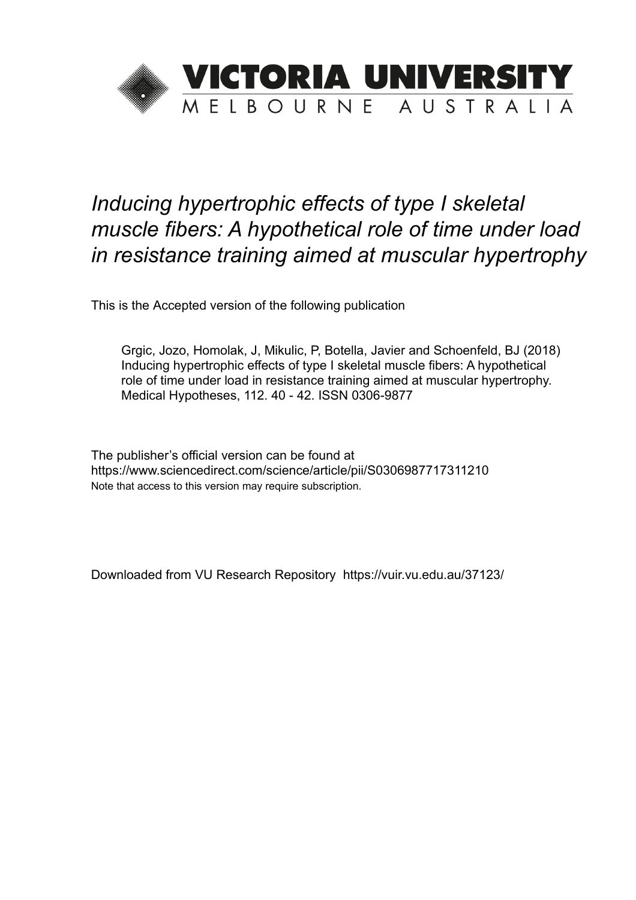VICTORIA UNIVERSITY
MELBOURNE AUSTRALIA

# *Inducing hypertrophic effects of type I skeletal muscle fibers: A hypothetical role of time under load in resistance training aimed at muscular hypertrophy*

This is the Accepted version of the following publication

Grgic, Jozo, Homolak, J, Mikulic, P, Botella, Javier and Schoenfeld, BJ (2018) Inducing hypertrophic effects of type I skeletal muscle fibers: A hypothetical role of time under load in resistance training aimed at muscular hypertrophy. Medical Hypotheses, 112. 40 - 42. ISSN 0306-9877

The publisher's official version can be found at
https://www.sciencedirect.com/science/article/pii/S0306987717311210
Note that access to this version may require subscription.

Downloaded from VU Research Repository https://vuir.vu.edu.au/37123/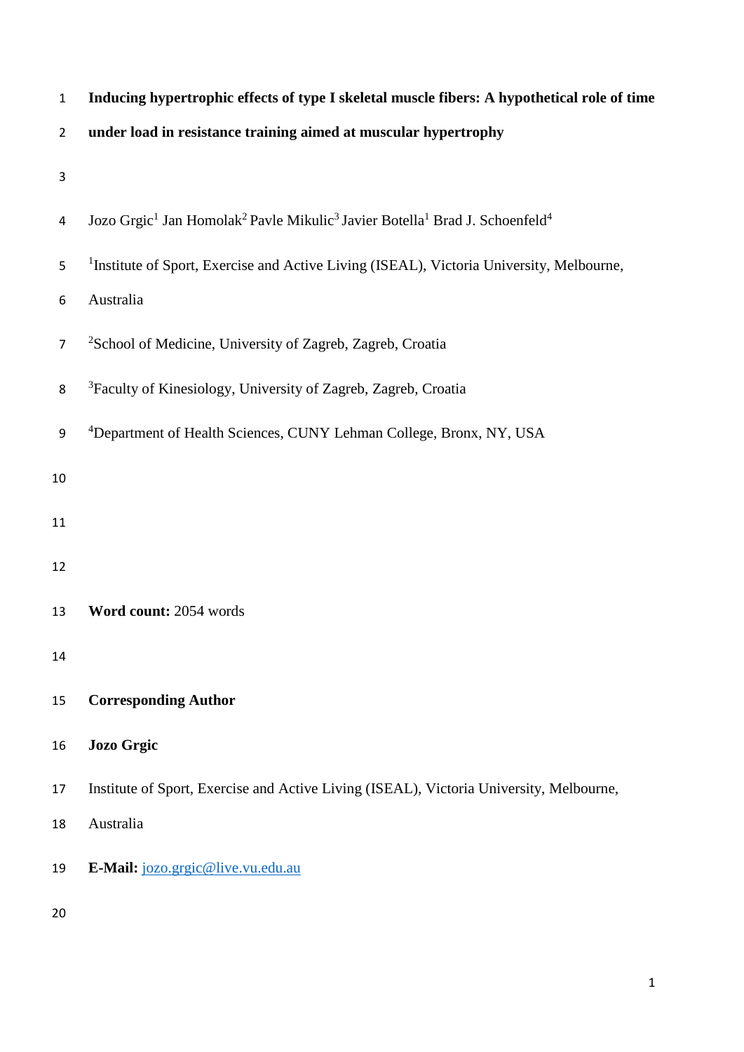**Inducing hypertrophic effects of type I skeletal muscle fibers: A hypothetical role of time under load in resistance training aimed at muscular hypertrophy**

Jozo Grgic[1] Jan Homolak[2] Pavle Mikulic[3] Javier Botella[1] Brad J. Schoenfeld[4]

[1]Institute of Sport, Exercise and Active Living (ISEAL), Victoria University, Melbourne, Australia

[2]School of Medicine, University of Zagreb, Zagreb, Croatia

[3]Faculty of Kinesiology, University of Zagreb, Zagreb, Croatia

[4]Department of Health Sciences, CUNY Lehman College, Bronx, NY, USA

**Word count:** 2054 words

**Corresponding Author**

**Jozo Grgic**

Institute of Sport, Exercise and Active Living (ISEAL), Victoria University, Melbourne, Australia

**E-Mail:** jozo.grgic@live.vu.edu.au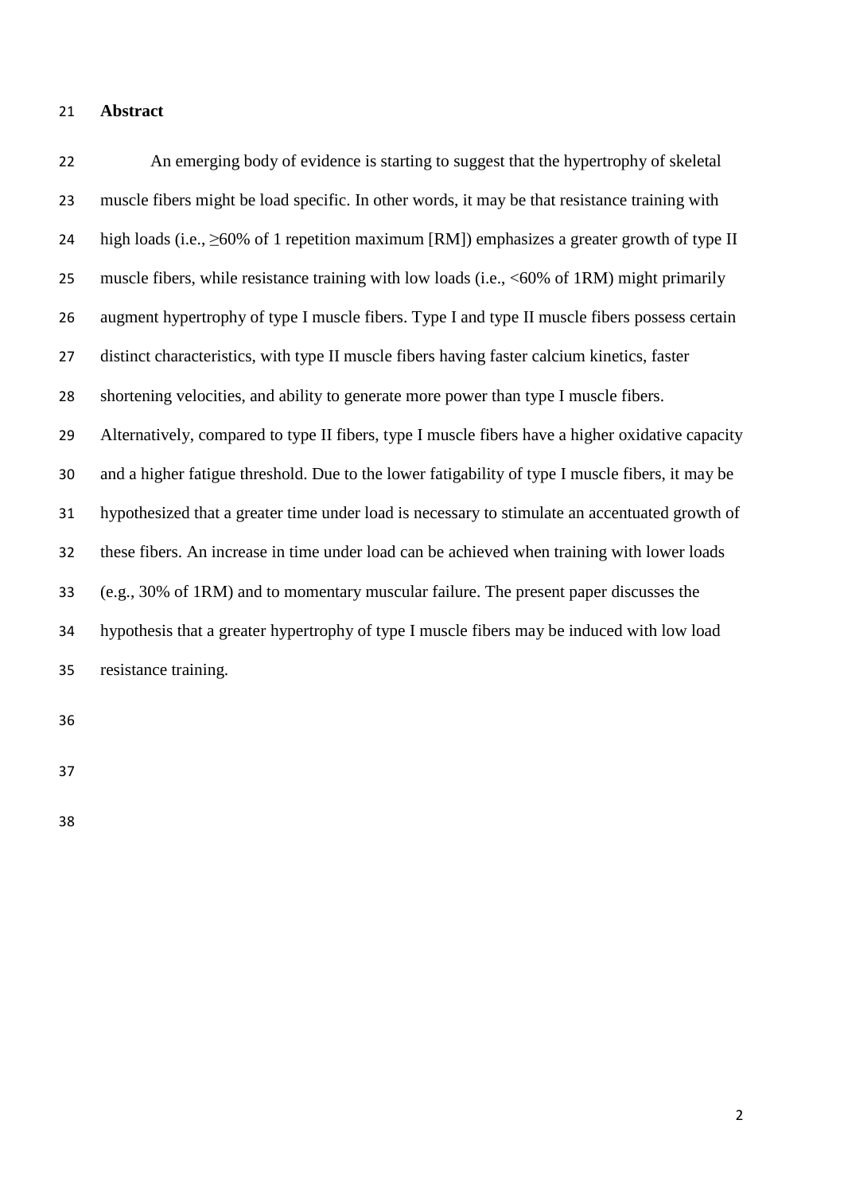## Abstract

An emerging body of evidence is starting to suggest that the hypertrophy of skeletal muscle fibers might be load specific. In other words, it may be that resistance training with high loads (i.e., ≥60% of 1 repetition maximum [RM]) emphasizes a greater growth of type II muscle fibers, while resistance training with low loads (i.e., <60% of 1RM) might primarily augment hypertrophy of type I muscle fibers. Type I and type II muscle fibers possess certain distinct characteristics, with type II muscle fibers having faster calcium kinetics, faster shortening velocities, and ability to generate more power than type I muscle fibers. Alternatively, compared to type II fibers, type I muscle fibers have a higher oxidative capacity and a higher fatigue threshold. Due to the lower fatigability of type I muscle fibers, it may be hypothesized that a greater time under load is necessary to stimulate an accentuated growth of these fibers. An increase in time under load can be achieved when training with lower loads (e.g., 30% of 1RM) and to momentary muscular failure. The present paper discusses the hypothesis that a greater hypertrophy of type I muscle fibers may be induced with low load resistance training.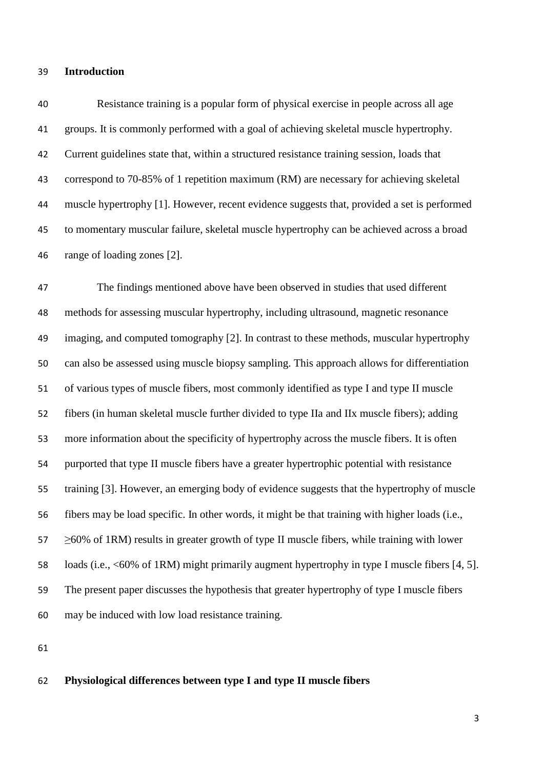## Introduction

Resistance training is a popular form of physical exercise in people across all age groups. It is commonly performed with a goal of achieving skeletal muscle hypertrophy. Current guidelines state that, within a structured resistance training session, loads that correspond to 70-85% of 1 repetition maximum (RM) are necessary for achieving skeletal muscle hypertrophy [1]. However, recent evidence suggests that, provided a set is performed to momentary muscular failure, skeletal muscle hypertrophy can be achieved across a broad range of loading zones [2].

The findings mentioned above have been observed in studies that used different methods for assessing muscular hypertrophy, including ultrasound, magnetic resonance imaging, and computed tomography [2]. In contrast to these methods, muscular hypertrophy can also be assessed using muscle biopsy sampling. This approach allows for differentiation of various types of muscle fibers, most commonly identified as type I and type II muscle fibers (in human skeletal muscle further divided to type IIa and IIx muscle fibers); adding more information about the specificity of hypertrophy across the muscle fibers. It is often purported that type II muscle fibers have a greater hypertrophic potential with resistance training [3]. However, an emerging body of evidence suggests that the hypertrophy of muscle fibers may be load specific. In other words, it might be that training with higher loads (i.e., ≥60% of 1RM) results in greater growth of type II muscle fibers, while training with lower loads (i.e., <60% of 1RM) might primarily augment hypertrophy in type I muscle fibers [4, 5]. The present paper discusses the hypothesis that greater hypertrophy of type I muscle fibers may be induced with low load resistance training.

## Physiological differences between type I and type II muscle fibers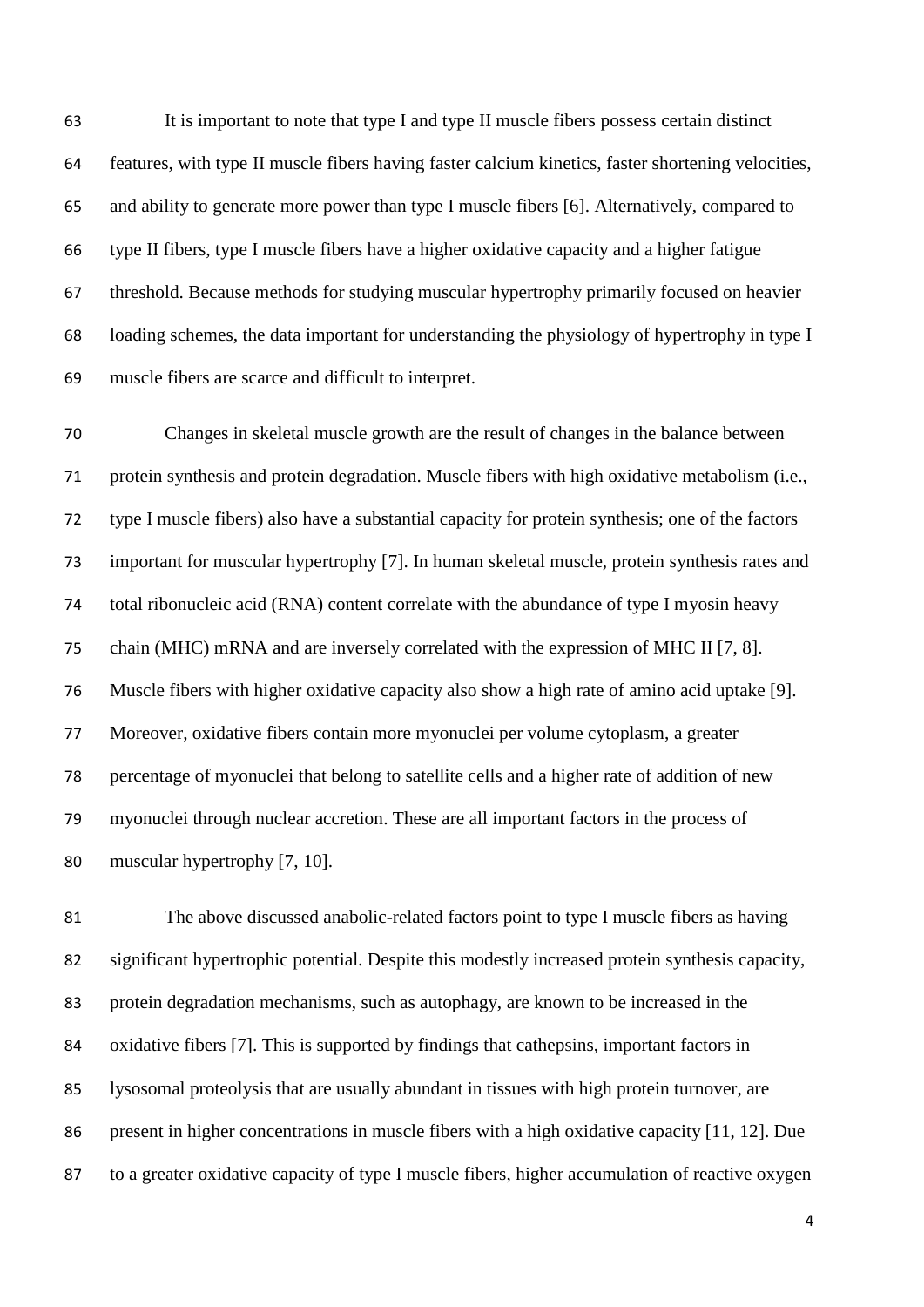It is important to note that type I and type II muscle fibers possess certain distinct features, with type II muscle fibers having faster calcium kinetics, faster shortening velocities, and ability to generate more power than type I muscle fibers [6]. Alternatively, compared to type II fibers, type I muscle fibers have a higher oxidative capacity and a higher fatigue threshold. Because methods for studying muscular hypertrophy primarily focused on heavier loading schemes, the data important for understanding the physiology of hypertrophy in type I muscle fibers are scarce and difficult to interpret.

Changes in skeletal muscle growth are the result of changes in the balance between protein synthesis and protein degradation. Muscle fibers with high oxidative metabolism (i.e., type I muscle fibers) also have a substantial capacity for protein synthesis; one of the factors important for muscular hypertrophy [7]. In human skeletal muscle, protein synthesis rates and total ribonucleic acid (RNA) content correlate with the abundance of type I myosin heavy chain (MHC) mRNA and are inversely correlated with the expression of MHC II [7, 8]. Muscle fibers with higher oxidative capacity also show a high rate of amino acid uptake [9]. Moreover, oxidative fibers contain more myonuclei per volume cytoplasm, a greater percentage of myonuclei that belong to satellite cells and a higher rate of addition of new myonuclei through nuclear accretion. These are all important factors in the process of muscular hypertrophy [7, 10].

The above discussed anabolic-related factors point to type I muscle fibers as having significant hypertrophic potential. Despite this modestly increased protein synthesis capacity, protein degradation mechanisms, such as autophagy, are known to be increased in the oxidative fibers [7]. This is supported by findings that cathepsins, important factors in lysosomal proteolysis that are usually abundant in tissues with high protein turnover, are present in higher concentrations in muscle fibers with a high oxidative capacity [11, 12]. Due to a greater oxidative capacity of type I muscle fibers, higher accumulation of reactive oxygen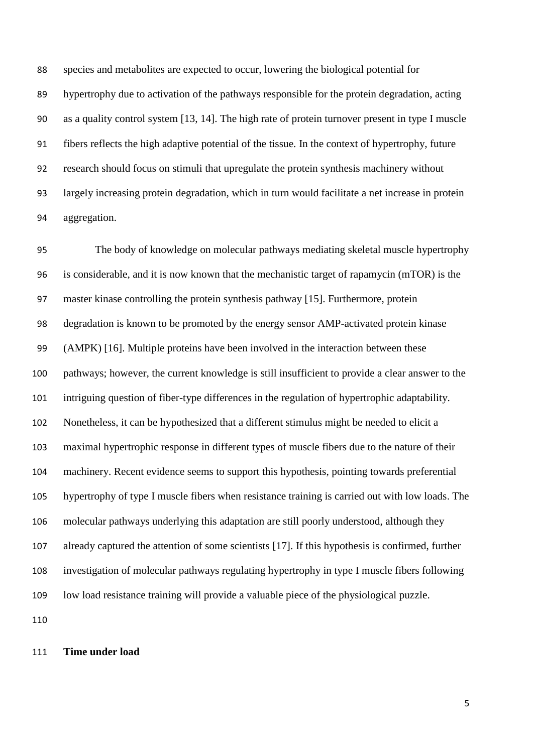species and metabolites are expected to occur, lowering the biological potential for hypertrophy due to activation of the pathways responsible for the protein degradation, acting as a quality control system [13, 14]. The high rate of protein turnover present in type I muscle fibers reflects the high adaptive potential of the tissue. In the context of hypertrophy, future research should focus on stimuli that upregulate the protein synthesis machinery without largely increasing protein degradation, which in turn would facilitate a net increase in protein aggregation.

The body of knowledge on molecular pathways mediating skeletal muscle hypertrophy is considerable, and it is now known that the mechanistic target of rapamycin (mTOR) is the master kinase controlling the protein synthesis pathway [15]. Furthermore, protein degradation is known to be promoted by the energy sensor AMP-activated protein kinase (AMPK) [16]. Multiple proteins have been involved in the interaction between these pathways; however, the current knowledge is still insufficient to provide a clear answer to the intriguing question of fiber-type differences in the regulation of hypertrophic adaptability. Nonetheless, it can be hypothesized that a different stimulus might be needed to elicit a maximal hypertrophic response in different types of muscle fibers due to the nature of their machinery. Recent evidence seems to support this hypothesis, pointing towards preferential hypertrophy of type I muscle fibers when resistance training is carried out with low loads. The molecular pathways underlying this adaptation are still poorly understood, although they already captured the attention of some scientists [17]. If this hypothesis is confirmed, further investigation of molecular pathways regulating hypertrophy in type I muscle fibers following low load resistance training will provide a valuable piece of the physiological puzzle.

**Time under load**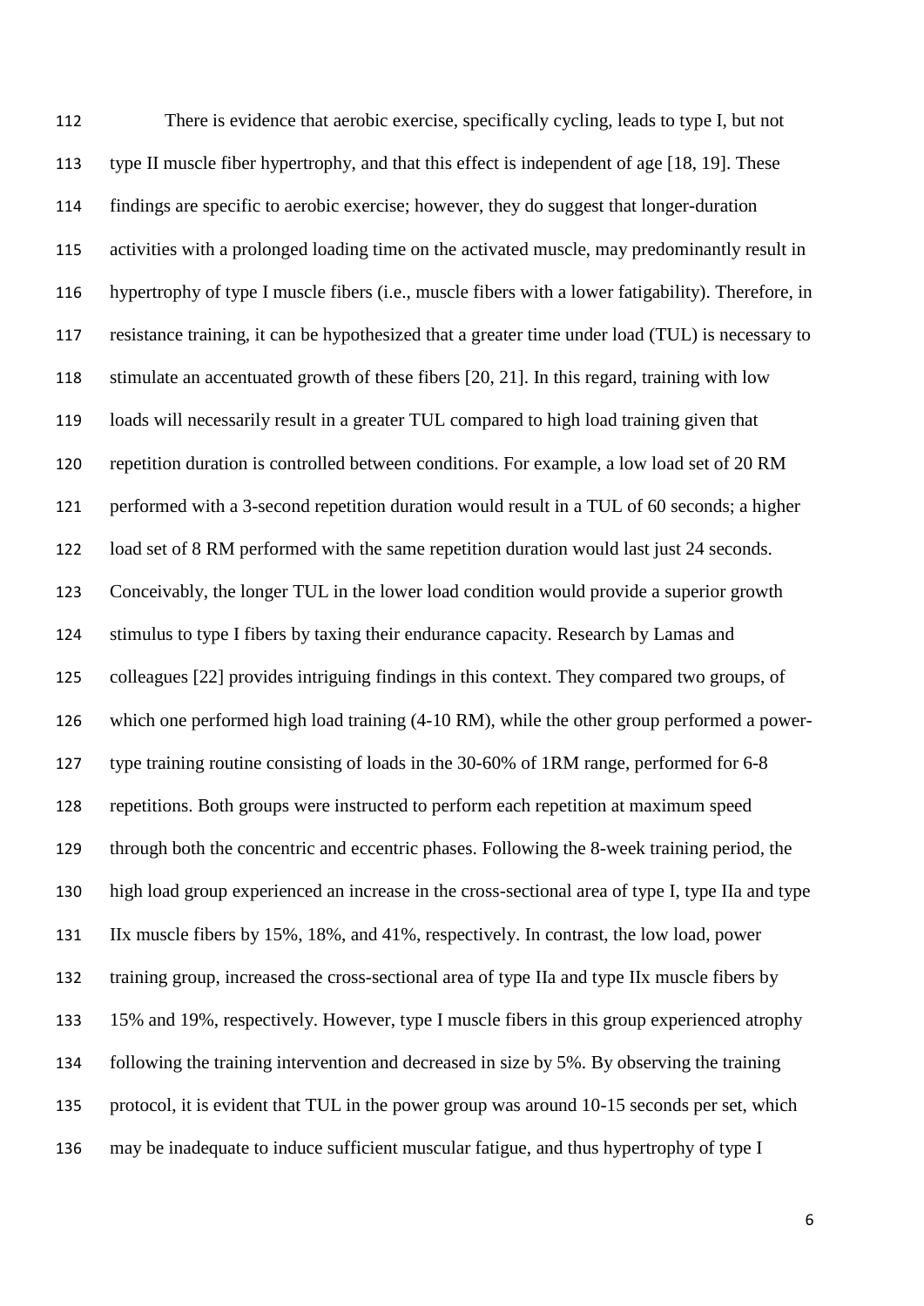There is evidence that aerobic exercise, specifically cycling, leads to type I, but not type II muscle fiber hypertrophy, and that this effect is independent of age [18, 19]. These findings are specific to aerobic exercise; however, they do suggest that longer-duration activities with a prolonged loading time on the activated muscle, may predominantly result in hypertrophy of type I muscle fibers (i.e., muscle fibers with a lower fatigability). Therefore, in resistance training, it can be hypothesized that a greater time under load (TUL) is necessary to stimulate an accentuated growth of these fibers [20, 21]. In this regard, training with low loads will necessarily result in a greater TUL compared to high load training given that repetition duration is controlled between conditions. For example, a low load set of 20 RM performed with a 3-second repetition duration would result in a TUL of 60 seconds; a higher load set of 8 RM performed with the same repetition duration would last just 24 seconds. Conceivably, the longer TUL in the lower load condition would provide a superior growth stimulus to type I fibers by taxing their endurance capacity. Research by Lamas and colleagues [22] provides intriguing findings in this context. They compared two groups, of which one performed high load training (4-10 RM), while the other group performed a power-type training routine consisting of loads in the 30-60% of 1RM range, performed for 6-8 repetitions. Both groups were instructed to perform each repetition at maximum speed through both the concentric and eccentric phases. Following the 8-week training period, the high load group experienced an increase in the cross-sectional area of type I, type IIa and type IIx muscle fibers by 15%, 18%, and 41%, respectively. In contrast, the low load, power training group, increased the cross-sectional area of type IIa and type IIx muscle fibers by 15% and 19%, respectively. However, type I muscle fibers in this group experienced atrophy following the training intervention and decreased in size by 5%. By observing the training protocol, it is evident that TUL in the power group was around 10-15 seconds per set, which may be inadequate to induce sufficient muscular fatigue, and thus hypertrophy of type I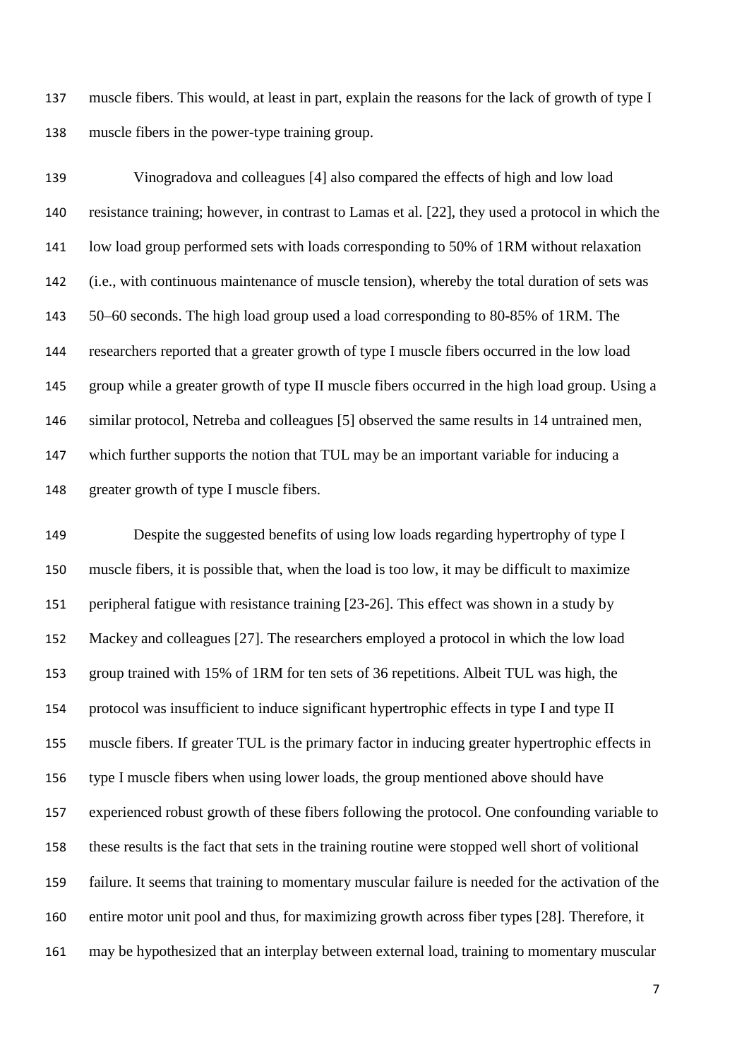muscle fibers. This would, at least in part, explain the reasons for the lack of growth of type I muscle fibers in the power-type training group.

Vinogradova and colleagues [4] also compared the effects of high and low load resistance training; however, in contrast to Lamas et al. [22], they used a protocol in which the low load group performed sets with loads corresponding to 50% of 1RM without relaxation (i.e., with continuous maintenance of muscle tension), whereby the total duration of sets was 50–60 seconds. The high load group used a load corresponding to 80-85% of 1RM. The researchers reported that a greater growth of type I muscle fibers occurred in the low load group while a greater growth of type II muscle fibers occurred in the high load group. Using a similar protocol, Netreba and colleagues [5] observed the same results in 14 untrained men, which further supports the notion that TUL may be an important variable for inducing a greater growth of type I muscle fibers.

Despite the suggested benefits of using low loads regarding hypertrophy of type I muscle fibers, it is possible that, when the load is too low, it may be difficult to maximize peripheral fatigue with resistance training [23-26]. This effect was shown in a study by Mackey and colleagues [27]. The researchers employed a protocol in which the low load group trained with 15% of 1RM for ten sets of 36 repetitions. Albeit TUL was high, the protocol was insufficient to induce significant hypertrophic effects in type I and type II muscle fibers. If greater TUL is the primary factor in inducing greater hypertrophic effects in type I muscle fibers when using lower loads, the group mentioned above should have experienced robust growth of these fibers following the protocol. One confounding variable to these results is the fact that sets in the training routine were stopped well short of volitional failure. It seems that training to momentary muscular failure is needed for the activation of the entire motor unit pool and thus, for maximizing growth across fiber types [28]. Therefore, it may be hypothesized that an interplay between external load, training to momentary muscular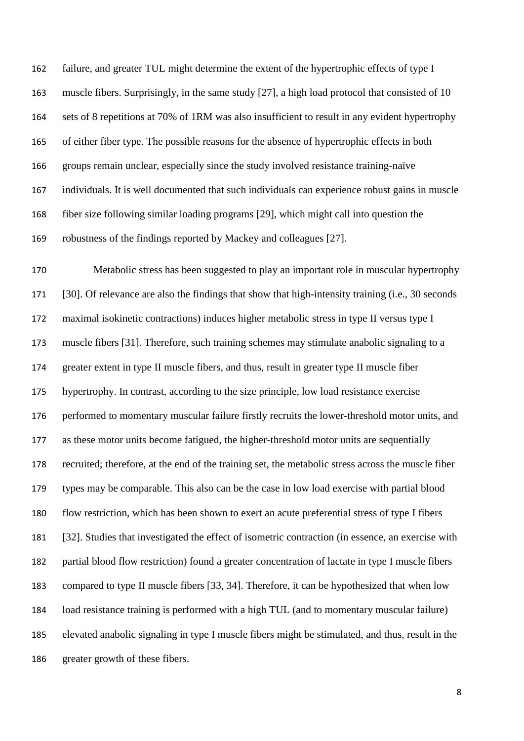failure, and greater TUL might determine the extent of the hypertrophic effects of type I muscle fibers. Surprisingly, in the same study [27], a high load protocol that consisted of 10 sets of 8 repetitions at 70% of 1RM was also insufficient to result in any evident hypertrophy of either fiber type. The possible reasons for the absence of hypertrophic effects in both groups remain unclear, especially since the study involved resistance training-naïve individuals. It is well documented that such individuals can experience robust gains in muscle fiber size following similar loading programs [29], which might call into question the robustness of the findings reported by Mackey and colleagues [27].

Metabolic stress has been suggested to play an important role in muscular hypertrophy [30]. Of relevance are also the findings that show that high-intensity training (i.e., 30 seconds maximal isokinetic contractions) induces higher metabolic stress in type II versus type I muscle fibers [31]. Therefore, such training schemes may stimulate anabolic signaling to a greater extent in type II muscle fibers, and thus, result in greater type II muscle fiber hypertrophy. In contrast, according to the size principle, low load resistance exercise performed to momentary muscular failure firstly recruits the lower-threshold motor units, and as these motor units become fatigued, the higher-threshold motor units are sequentially recruited; therefore, at the end of the training set, the metabolic stress across the muscle fiber types may be comparable. This also can be the case in low load exercise with partial blood flow restriction, which has been shown to exert an acute preferential stress of type I fibers [32]. Studies that investigated the effect of isometric contraction (in essence, an exercise with partial blood flow restriction) found a greater concentration of lactate in type I muscle fibers compared to type II muscle fibers [33, 34]. Therefore, it can be hypothesized that when low load resistance training is performed with a high TUL (and to momentary muscular failure) elevated anabolic signaling in type I muscle fibers might be stimulated, and thus, result in the greater growth of these fibers.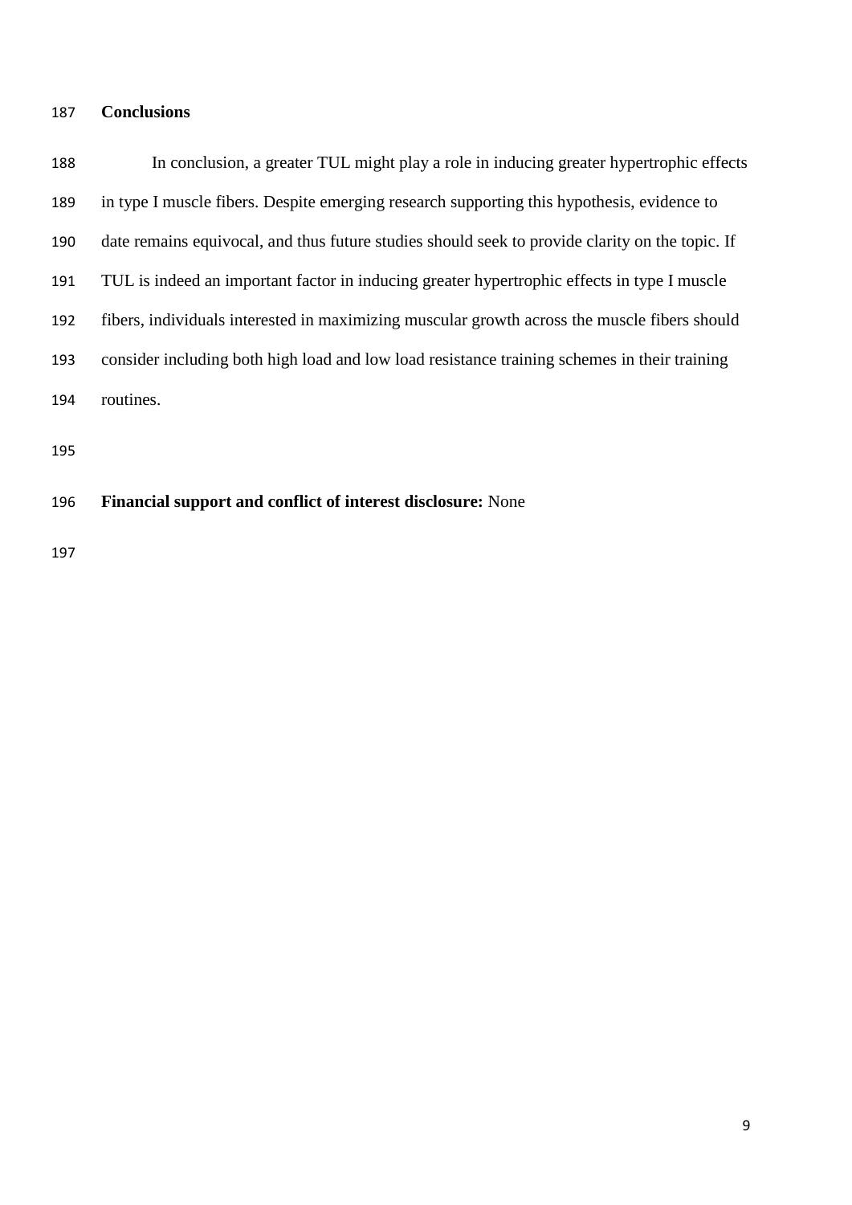## Conclusions

In conclusion, a greater TUL might play a role in inducing greater hypertrophic effects in type I muscle fibers. Despite emerging research supporting this hypothesis, evidence to date remains equivocal, and thus future studies should seek to provide clarity on the topic. If TUL is indeed an important factor in inducing greater hypertrophic effects in type I muscle fibers, individuals interested in maximizing muscular growth across the muscle fibers should consider including both high load and low load resistance training schemes in their training routines.

**Financial support and conflict of interest disclosure:** None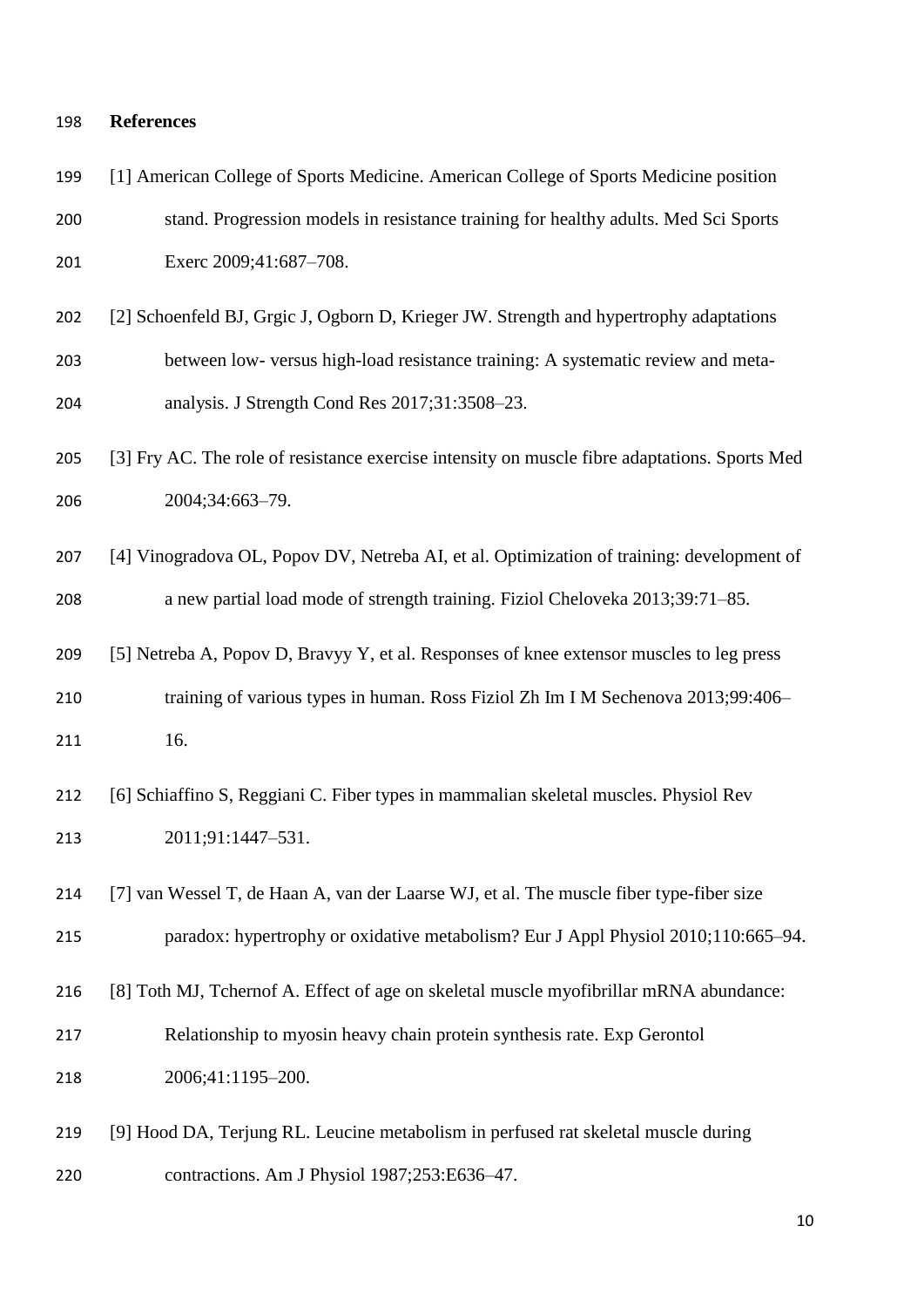## References

[1] American College of Sports Medicine. American College of Sports Medicine position stand. Progression models in resistance training for healthy adults. Med Sci Sports Exerc 2009;41:687–708.

[2] Schoenfeld BJ, Grgic J, Ogborn D, Krieger JW. Strength and hypertrophy adaptations between low- versus high-load resistance training: A systematic review and meta-analysis. J Strength Cond Res 2017;31:3508–23.

[3] Fry AC. The role of resistance exercise intensity on muscle fibre adaptations. Sports Med 2004;34:663–79.

[4] Vinogradova OL, Popov DV, Netreba AI, et al. Optimization of training: development of a new partial load mode of strength training. Fiziol Cheloveka 2013;39:71–85.

[5] Netreba A, Popov D, Bravyy Y, et al. Responses of knee extensor muscles to leg press training of various types in human. Ross Fiziol Zh Im I M Sechenova 2013;99:406–16.

[6] Schiaffino S, Reggiani C. Fiber types in mammalian skeletal muscles. Physiol Rev 2011;91:1447–531.

[7] van Wessel T, de Haan A, van der Laarse WJ, et al. The muscle fiber type-fiber size paradox: hypertrophy or oxidative metabolism? Eur J Appl Physiol 2010;110:665–94.

[8] Toth MJ, Tchernof A. Effect of age on skeletal muscle myofibrillar mRNA abundance: Relationship to myosin heavy chain protein synthesis rate. Exp Gerontol 2006;41:1195–200.

[9] Hood DA, Terjung RL. Leucine metabolism in perfused rat skeletal muscle during contractions. Am J Physiol 1987;253:E636–47.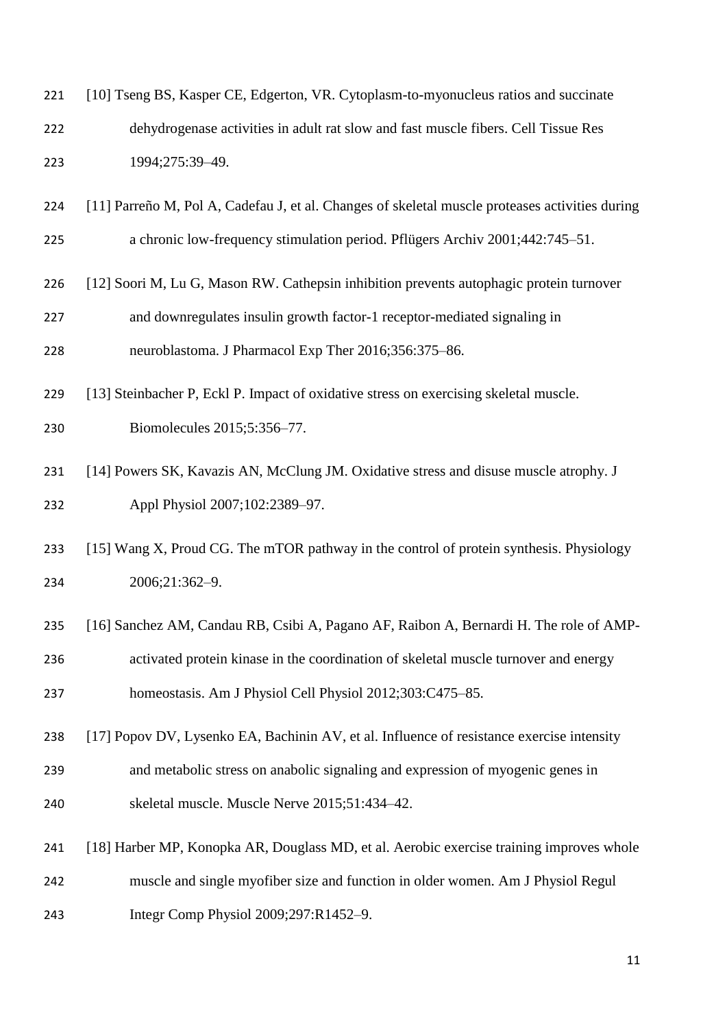[10] Tseng BS, Kasper CE, Edgerton, VR. Cytoplasm-to-myonucleus ratios and succinate dehydrogenase activities in adult rat slow and fast muscle fibers. Cell Tissue Res 1994;275:39–49.

[11] Parreño M, Pol A, Cadefau J, et al. Changes of skeletal muscle proteases activities during a chronic low-frequency stimulation period. Pflügers Archiv 2001;442:745–51.

[12] Soori M, Lu G, Mason RW. Cathepsin inhibition prevents autophagic protein turnover and downregulates insulin growth factor-1 receptor-mediated signaling in neuroblastoma. J Pharmacol Exp Ther 2016;356:375–86.

[13] Steinbacher P, Eckl P. Impact of oxidative stress on exercising skeletal muscle. Biomolecules 2015;5:356–77.

[14] Powers SK, Kavazis AN, McClung JM. Oxidative stress and disuse muscle atrophy. J Appl Physiol 2007;102:2389–97.

[15] Wang X, Proud CG. The mTOR pathway in the control of protein synthesis. Physiology 2006;21:362–9.

[16] Sanchez AM, Candau RB, Csibi A, Pagano AF, Raibon A, Bernardi H. The role of AMP-activated protein kinase in the coordination of skeletal muscle turnover and energy homeostasis. Am J Physiol Cell Physiol 2012;303:C475–85.

[17] Popov DV, Lysenko EA, Bachinin AV, et al. Influence of resistance exercise intensity and metabolic stress on anabolic signaling and expression of myogenic genes in skeletal muscle. Muscle Nerve 2015;51:434–42.

[18] Harber MP, Konopka AR, Douglass MD, et al. Aerobic exercise training improves whole muscle and single myofiber size and function in older women. Am J Physiol Regul Integr Comp Physiol 2009;297:R1452–9.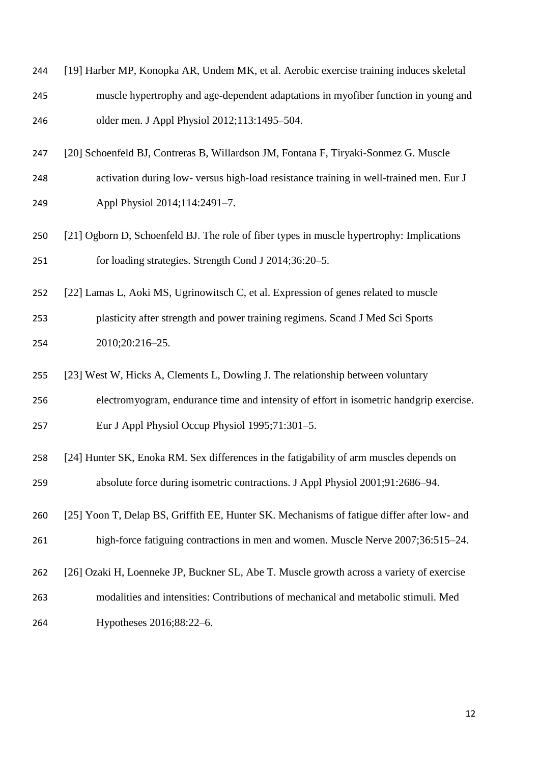[19] Harber MP, Konopka AR, Undem MK, et al. Aerobic exercise training induces skeletal muscle hypertrophy and age-dependent adaptations in myofiber function in young and older men. J Appl Physiol 2012;113:1495–504.

[20] Schoenfeld BJ, Contreras B, Willardson JM, Fontana F, Tiryaki-Sonmez G. Muscle activation during low- versus high-load resistance training in well-trained men. Eur J Appl Physiol 2014;114:2491–7.

[21] Ogborn D, Schoenfeld BJ. The role of fiber types in muscle hypertrophy: Implications for loading strategies. Strength Cond J 2014;36:20–5.

[22] Lamas L, Aoki MS, Ugrinowitsch C, et al. Expression of genes related to muscle plasticity after strength and power training regimens. Scand J Med Sci Sports 2010;20:216–25.

[23] West W, Hicks A, Clements L, Dowling J. The relationship between voluntary electromyogram, endurance time and intensity of effort in isometric handgrip exercise. Eur J Appl Physiol Occup Physiol 1995;71:301–5.

[24] Hunter SK, Enoka RM. Sex differences in the fatigability of arm muscles depends on absolute force during isometric contractions. J Appl Physiol 2001;91:2686–94.

[25] Yoon T, Delap BS, Griffith EE, Hunter SK. Mechanisms of fatigue differ after low- and high-force fatiguing contractions in men and women. Muscle Nerve 2007;36:515–24.

[26] Ozaki H, Loenneke JP, Buckner SL, Abe T. Muscle growth across a variety of exercise modalities and intensities: Contributions of mechanical and metabolic stimuli. Med Hypotheses 2016;88:22–6.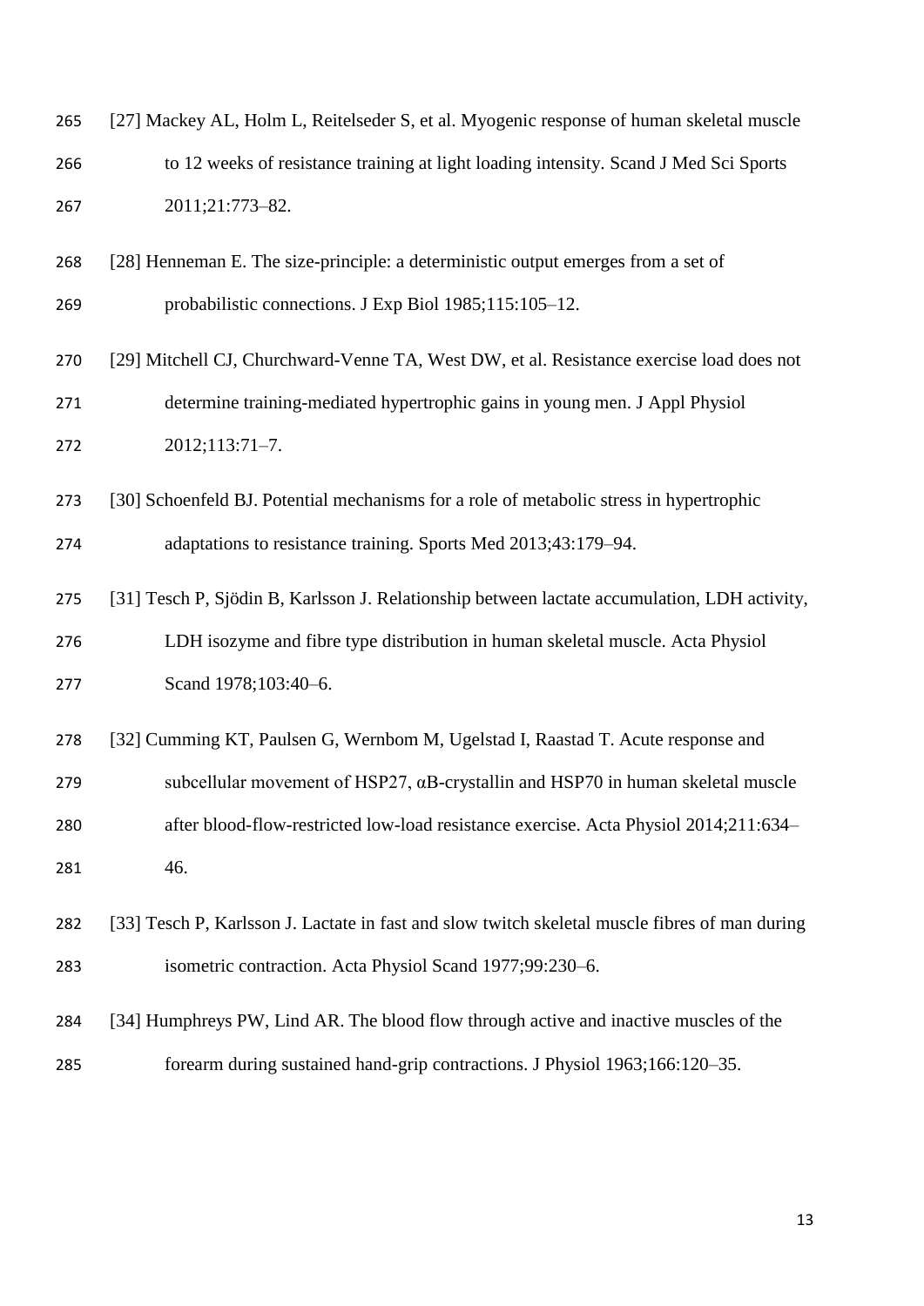[27] Mackey AL, Holm L, Reitelseder S, et al. Myogenic response of human skeletal muscle to 12 weeks of resistance training at light loading intensity. Scand J Med Sci Sports 2011;21:773–82.

[28] Henneman E. The size-principle: a deterministic output emerges from a set of probabilistic connections. J Exp Biol 1985;115:105–12.

[29] Mitchell CJ, Churchward-Venne TA, West DW, et al. Resistance exercise load does not determine training-mediated hypertrophic gains in young men. J Appl Physiol 2012;113:71–7.

[30] Schoenfeld BJ. Potential mechanisms for a role of metabolic stress in hypertrophic adaptations to resistance training. Sports Med 2013;43:179–94.

[31] Tesch P, Sjödin B, Karlsson J. Relationship between lactate accumulation, LDH activity, LDH isozyme and fibre type distribution in human skeletal muscle. Acta Physiol Scand 1978;103:40–6.

[32] Cumming KT, Paulsen G, Wernbom M, Ugelstad I, Raastad T. Acute response and subcellular movement of HSP27, αB-crystallin and HSP70 in human skeletal muscle after blood-flow-restricted low-load resistance exercise. Acta Physiol 2014;211:634–46.

[33] Tesch P, Karlsson J. Lactate in fast and slow twitch skeletal muscle fibres of man during isometric contraction. Acta Physiol Scand 1977;99:230–6.

[34] Humphreys PW, Lind AR. The blood flow through active and inactive muscles of the forearm during sustained hand-grip contractions. J Physiol 1963;166:120–35.